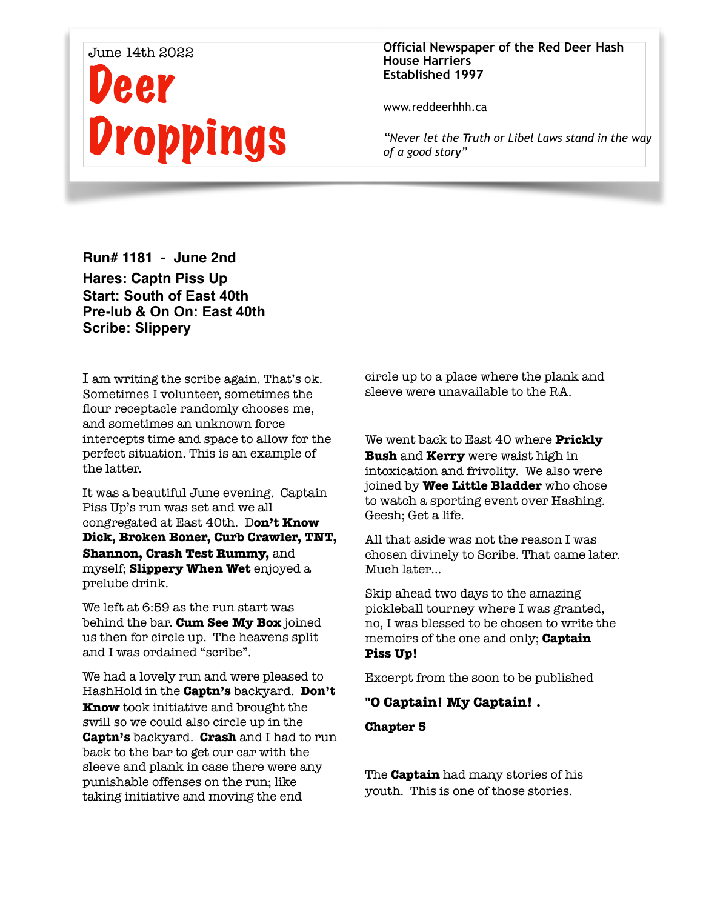June 14th 2022

# Deer Droppings

**Official Newspaper of the Red Deer Hash House Harriers**
**Established 1997**

www.reddeerhhh.ca

*"Never let the Truth or Libel Laws stand in the way of a good story"*

**Run# 1181 - June 2nd**

**Hares: Captn Piss Up**
**Start: South of East 40th**
**Pre-lub & On On: East 40th**
**Scribe: Slippery**

I am writing the scribe again. That's ok. Sometimes I volunteer, sometimes the flour receptacle randomly chooses me, and sometimes an unknown force intercepts time and space to allow for the perfect situation. This is an example of the latter.

It was a beautiful June evening. Captain Piss Up's run was set and we all congregated at East 40th. **Don't Know Dick, Broken Boner, Curb Crawler, TNT, Shannon, Crash Test Rummy,** and myself; **Slippery When Wet** enjoyed a prelube drink.

We left at 6:59 as the run start was behind the bar. **Cum See My Box** joined us then for circle up. The heavens split and I was ordained "scribe".

We had a lovely run and were pleased to HashHold in the **Captn's** backyard. **Don't Know** took initiative and brought the swill so we could also circle up in the **Captn's** backyard. **Crash** and I had to run back to the bar to get our car with the sleeve and plank in case there were any punishable offenses on the run; like taking initiative and moving the end circle up to a place where the plank and sleeve were unavailable to the RA.

We went back to East 40 where **Prickly Bush** and **Kerry** were waist high in intoxication and frivolity. We also were joined by **Wee Little Bladder** who chose to watch a sporting event over Hashing. Geesh; Get a life.

All that aside was not the reason I was chosen divinely to Scribe. That came later. Much later…

Skip ahead two days to the amazing pickleball tourney where I was granted, no, I was blessed to be chosen to write the memoirs of the one and only; **Captain Piss Up!**

Excerpt from the soon to be published

**"O Captain! My Captain! .**

**Chapter 5**

The **Captain** had many stories of his youth. This is one of those stories.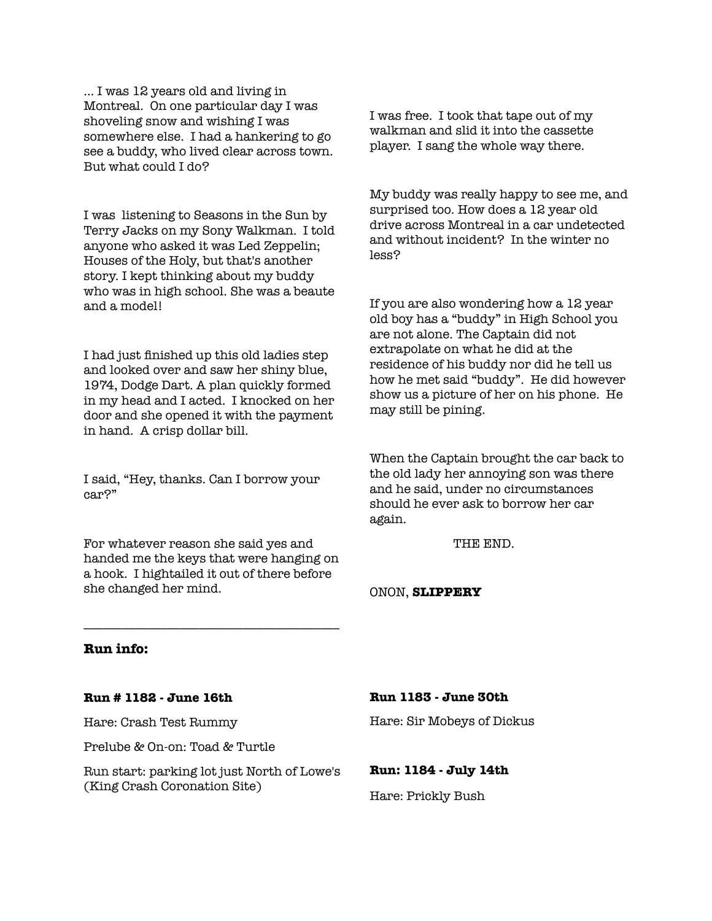... I was 12 years old and living in Montreal.  On one particular day I was shoveling snow and wishing I was somewhere else.  I had a hankering to go see a buddy, who lived clear across town. But what could I do?

I was  listening to Seasons in the Sun by Terry Jacks on my Sony Walkman.  I told anyone who asked it was Led Zeppelin; Houses of the Holy, but that's another story. I kept thinking about my buddy who was in high school. She was a beaute and a model!

I had just finished up this old ladies step and looked over and saw her shiny blue, 1974, Dodge Dart. A plan quickly formed in my head and I acted.  I knocked on her door and she opened it with the payment in hand.  A crisp dollar bill.

I said, "Hey, thanks. Can I borrow your car?"

For whatever reason she said yes and handed me the keys that were hanging on a hook.  I hightailed it out of there before she changed her mind.

I was free.  I took that tape out of my walkman and slid it into the cassette player.  I sang the whole way there.

My buddy was really happy to see me, and surprised too. How does a 12 year old drive across Montreal in a car undetected and without incident?  In the winter no less?

If you are also wondering how a 12 year old boy has a "buddy" in High School you are not alone. The Captain did not extrapolate on what he did at the residence of his buddy nor did he tell us how he met said "buddy".  He did however show us a picture of her on his phone.  He may still be pining.

When the Captain brought the car back to the old lady her annoying son was there and he said, under no circumstances should he ever ask to borrow her car again.

THE END.

ONON, **SLIPPERY**

---

**Run info:**

**Run # 1182 - June 16th**

Hare: Crash Test Rummy

Prelube & On-on: Toad & Turtle

Run start: parking lot just North of Lowe's (King Crash Coronation Site)

**Run 1183 - June 30th**

Hare: Sir Mobeys of Dickus

**Run: 1184 - July 14th**

Hare: Prickly Bush